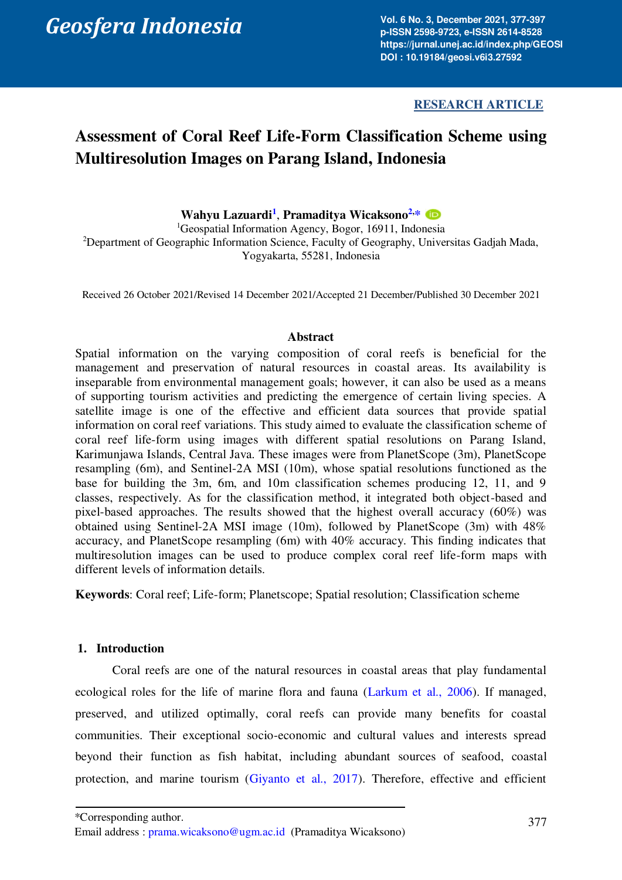RESEARCH ARTICLE

# Assessment of Coral Reef Life-Form Classification Scheme using Multiresolution Images on Parang Island, Indonesia

**Wahyu Lazuardi**[1], **Pramaditya Wicaksono**[2,*]

[1]Geospatial Information Agency, Bogor, 16911, Indonesia
[2]Department of Geographic Information Science, Faculty of Geography, Universitas Gadjah Mada, Yogyakarta, 55281, Indonesia

Received 26 October 2021/Revised 14 December 2021/Accepted 21 December/Published 30 December 2021

## Abstract

Spatial information on the varying composition of coral reefs is beneficial for the management and preservation of natural resources in coastal areas. Its availability is inseparable from environmental management goals; however, it can also be used as a means of supporting tourism activities and predicting the emergence of certain living species. A satellite image is one of the effective and efficient data sources that provide spatial information on coral reef variations. This study aimed to evaluate the classification scheme of coral reef life-form using images with different spatial resolutions on Parang Island, Karimunjawa Islands, Central Java. These images were from PlanetScope (3m), PlanetScope resampling (6m), and Sentinel-2A MSI (10m), whose spatial resolutions functioned as the base for building the 3m, 6m, and 10m classification schemes producing 12, 11, and 9 classes, respectively. As for the classification method, it integrated both object-based and pixel-based approaches. The results showed that the highest overall accuracy (60%) was obtained using Sentinel-2A MSI image (10m), followed by PlanetScope (3m) with 48% accuracy, and PlanetScope resampling (6m) with 40% accuracy. This finding indicates that multiresolution images can be used to produce complex coral reef life-form maps with different levels of information details.

**Keywords**: Coral reef; Life-form; Planetscope; Spatial resolution; Classification scheme

## 1. Introduction

Coral reefs are one of the natural resources in coastal areas that play fundamental ecological roles for the life of marine flora and fauna (Larkum et al., 2006). If managed, preserved, and utilized optimally, coral reefs can provide many benefits for coastal communities. Their exceptional socio-economic and cultural values and interests spread beyond their function as fish habitat, including abundant sources of seafood, coastal protection, and marine tourism (Giyanto et al., 2017). Therefore, effective and efficient

*Corresponding author.
Email address : prama.wicaksono@ugm.ac.id (Pramaditya Wicaksono)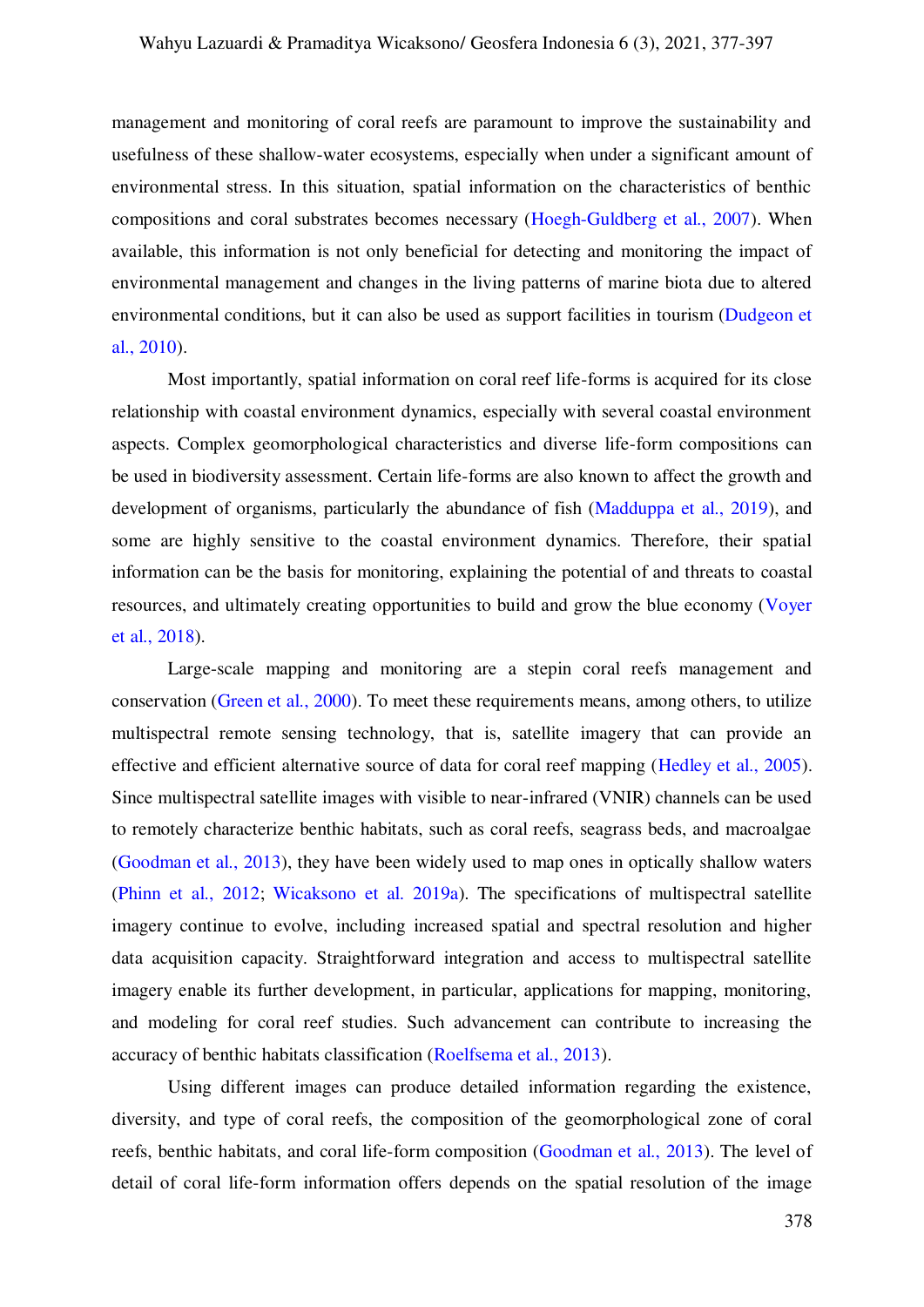management and monitoring of coral reefs are paramount to improve the sustainability and usefulness of these shallow-water ecosystems, especially when under a significant amount of environmental stress. In this situation, spatial information on the characteristics of benthic compositions and coral substrates becomes necessary (Hoegh-Guldberg et al., 2007). When available, this information is not only beneficial for detecting and monitoring the impact of environmental management and changes in the living patterns of marine biota due to altered environmental conditions, but it can also be used as support facilities in tourism (Dudgeon et al., 2010).

Most importantly, spatial information on coral reef life-forms is acquired for its close relationship with coastal environment dynamics, especially with several coastal environment aspects. Complex geomorphological characteristics and diverse life-form compositions can be used in biodiversity assessment. Certain life-forms are also known to affect the growth and development of organisms, particularly the abundance of fish (Madduppa et al., 2019), and some are highly sensitive to the coastal environment dynamics. Therefore, their spatial information can be the basis for monitoring, explaining the potential of and threats to coastal resources, and ultimately creating opportunities to build and grow the blue economy (Voyer et al., 2018).

Large-scale mapping and monitoring are a stepin coral reefs management and conservation (Green et al., 2000). To meet these requirements means, among others, to utilize multispectral remote sensing technology, that is, satellite imagery that can provide an effective and efficient alternative source of data for coral reef mapping (Hedley et al., 2005). Since multispectral satellite images with visible to near-infrared (VNIR) channels can be used to remotely characterize benthic habitats, such as coral reefs, seagrass beds, and macroalgae (Goodman et al., 2013), they have been widely used to map ones in optically shallow waters (Phinn et al., 2012; Wicaksono et al. 2019a). The specifications of multispectral satellite imagery continue to evolve, including increased spatial and spectral resolution and higher data acquisition capacity. Straightforward integration and access to multispectral satellite imagery enable its further development, in particular, applications for mapping, monitoring, and modeling for coral reef studies. Such advancement can contribute to increasing the accuracy of benthic habitats classification (Roelfsema et al., 2013).

Using different images can produce detailed information regarding the existence, diversity, and type of coral reefs, the composition of the geomorphological zone of coral reefs, benthic habitats, and coral life-form composition (Goodman et al., 2013). The level of detail of coral life-form information offers depends on the spatial resolution of the image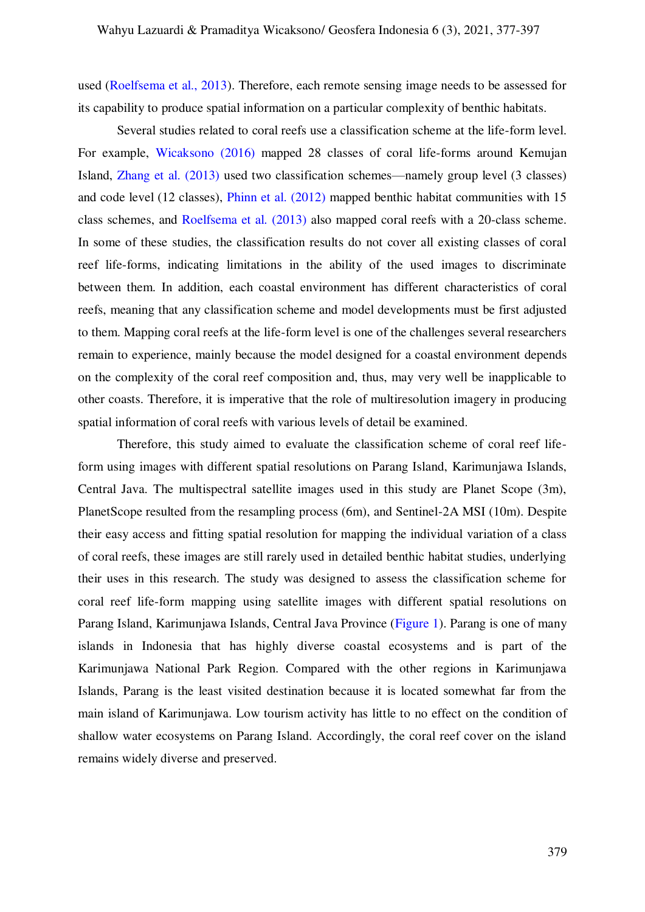used (Roelfsema et al., 2013). Therefore, each remote sensing image needs to be assessed for its capability to produce spatial information on a particular complexity of benthic habitats.

Several studies related to coral reefs use a classification scheme at the life-form level. For example, Wicaksono (2016) mapped 28 classes of coral life-forms around Kemujan Island, Zhang et al. (2013) used two classification schemes—namely group level (3 classes) and code level (12 classes), Phinn et al. (2012) mapped benthic habitat communities with 15 class schemes, and Roelfsema et al. (2013) also mapped coral reefs with a 20-class scheme. In some of these studies, the classification results do not cover all existing classes of coral reef life-forms, indicating limitations in the ability of the used images to discriminate between them. In addition, each coastal environment has different characteristics of coral reefs, meaning that any classification scheme and model developments must be first adjusted to them. Mapping coral reefs at the life-form level is one of the challenges several researchers remain to experience, mainly because the model designed for a coastal environment depends on the complexity of the coral reef composition and, thus, may very well be inapplicable to other coasts. Therefore, it is imperative that the role of multiresolution imagery in producing spatial information of coral reefs with various levels of detail be examined.

Therefore, this study aimed to evaluate the classification scheme of coral reef life-form using images with different spatial resolutions on Parang Island, Karimunjawa Islands, Central Java. The multispectral satellite images used in this study are Planet Scope (3m), PlanetScope resulted from the resampling process (6m), and Sentinel-2A MSI (10m). Despite their easy access and fitting spatial resolution for mapping the individual variation of a class of coral reefs, these images are still rarely used in detailed benthic habitat studies, underlying their uses in this research. The study was designed to assess the classification scheme for coral reef life-form mapping using satellite images with different spatial resolutions on Parang Island, Karimunjawa Islands, Central Java Province (Figure 1). Parang is one of many islands in Indonesia that has highly diverse coastal ecosystems and is part of the Karimunjawa National Park Region. Compared with the other regions in Karimunjawa Islands, Parang is the least visited destination because it is located somewhat far from the main island of Karimunjawa. Low tourism activity has little to no effect on the condition of shallow water ecosystems on Parang Island. Accordingly, the coral reef cover on the island remains widely diverse and preserved.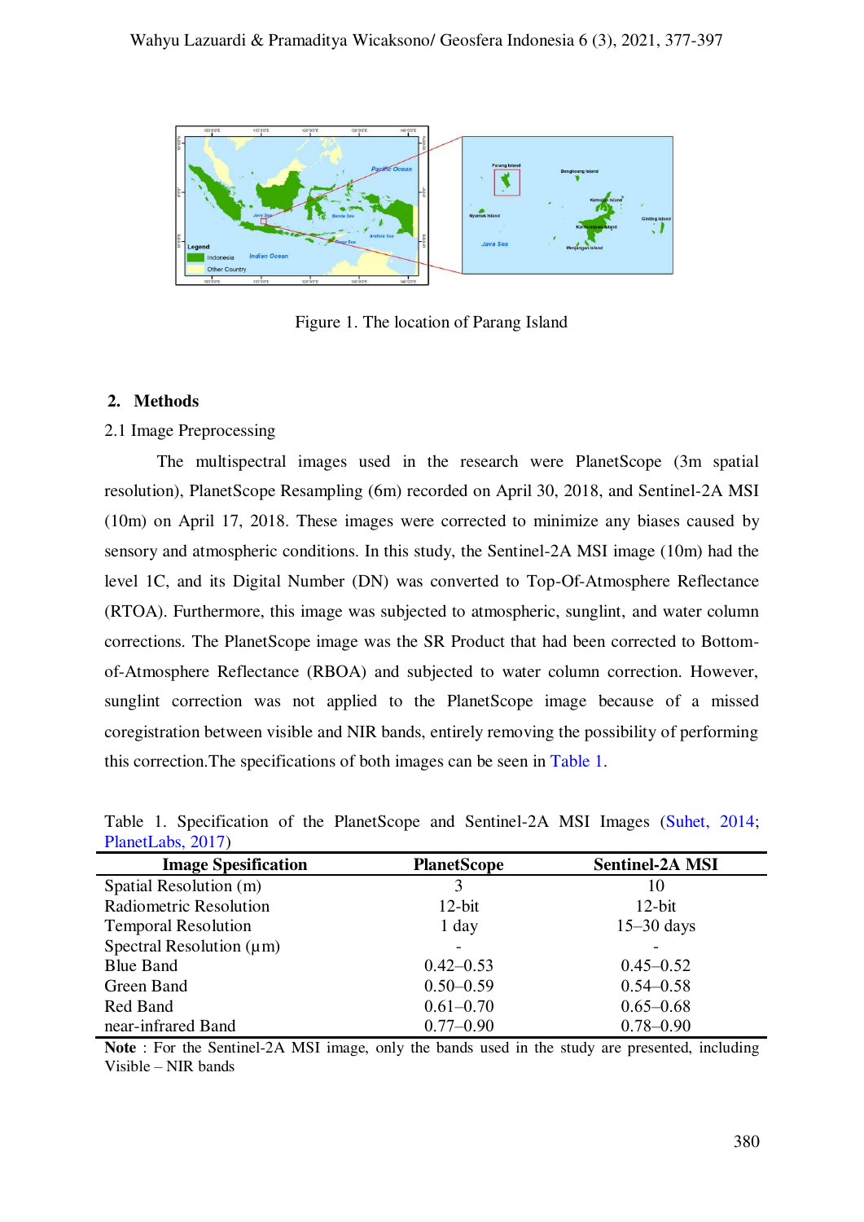Figure 1. The location of Parang Island

## 2. Methods

### 2.1 Image Preprocessing

The multispectral images used in the research were PlanetScope (3m spatial resolution), PlanetScope Resampling (6m) recorded on April 30, 2018, and Sentinel-2A MSI (10m) on April 17, 2018. These images were corrected to minimize any biases caused by sensory and atmospheric conditions. In this study, the Sentinel-2A MSI image (10m) had the level 1C, and its Digital Number (DN) was converted to Top-Of-Atmosphere Reflectance (RTOA). Furthermore, this image was subjected to atmospheric, sunglint, and water column corrections. The PlanetScope image was the SR Product that had been corrected to Bottom-of-Atmosphere Reflectance (RBOA) and subjected to water column correction. However, sunglint correction was not applied to the PlanetScope image because of a missed coregistration between visible and NIR bands, entirely removing the possibility of performing this correction.The specifications of both images can be seen in Table 1.

Table 1. Specification of the PlanetScope and Sentinel-2A MSI Images (Suhet, 2014; PlanetLabs, 2017)

| Image Spesification | PlanetScope | Sentinel-2A MSI |
|---|---|---|
| Spatial Resolution (m) | 3 | 10 |
| Radiometric Resolution | 12-bit | 12-bit |
| Temporal Resolution | 1 day | 15–30 days |
| Spectral Resolution (µm) | - | - |
| Blue Band | 0.42–0.53 | 0.45–0.52 |
| Green Band | 0.50–0.59 | 0.54–0.58 |
| Red Band | 0.61–0.70 | 0.65–0.68 |
| near-infrared Band | 0.77–0.90 | 0.78–0.90 |

**Note** : For the Sentinel-2A MSI image, only the bands used in the study are presented, including Visible – NIR bands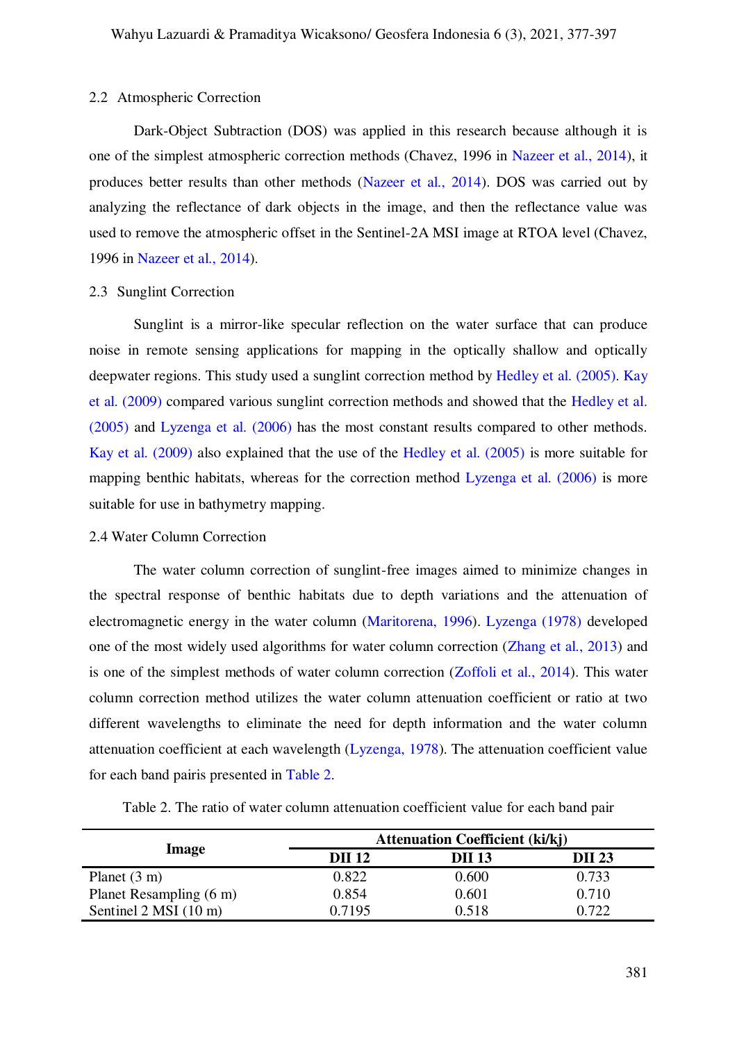## 2.2 Atmospheric Correction

Dark-Object Subtraction (DOS) was applied in this research because although it is one of the simplest atmospheric correction methods (Chavez, 1996 in Nazeer et al., 2014), it produces better results than other methods (Nazeer et al., 2014). DOS was carried out by analyzing the reflectance of dark objects in the image, and then the reflectance value was used to remove the atmospheric offset in the Sentinel-2A MSI image at RTOA level (Chavez, 1996 in Nazeer et al., 2014).

## 2.3 Sunglint Correction

Sunglint is a mirror-like specular reflection on the water surface that can produce noise in remote sensing applications for mapping in the optically shallow and optically deepwater regions. This study used a sunglint correction method by Hedley et al. (2005). Kay et al. (2009) compared various sunglint correction methods and showed that the Hedley et al. (2005) and Lyzenga et al. (2006) has the most constant results compared to other methods. Kay et al. (2009) also explained that the use of the Hedley et al. (2005) is more suitable for mapping benthic habitats, whereas for the correction method Lyzenga et al. (2006) is more suitable for use in bathymetry mapping.

## 2.4 Water Column Correction

The water column correction of sunglint-free images aimed to minimize changes in the spectral response of benthic habitats due to depth variations and the attenuation of electromagnetic energy in the water column (Maritorena, 1996). Lyzenga (1978) developed one of the most widely used algorithms for water column correction (Zhang et al., 2013) and is one of the simplest methods of water column correction (Zoffoli et al., 2014). This water column correction method utilizes the water column attenuation coefficient or ratio at two different wavelengths to eliminate the need for depth information and the water column attenuation coefficient at each wavelength (Lyzenga, 1978). The attenuation coefficient value for each band pairis presented in Table 2.

Table 2. The ratio of water column attenuation coefficient value for each band pair

| Image | Attenuation Coefficient (ki/kj) | | |
|---|---|---|---|
| | **DII 12** | **DII 13** | **DII 23** |
| Planet (3 m) | 0.822 | 0.600 | 0.733 |
| Planet Resampling (6 m) | 0.854 | 0.601 | 0.710 |
| Sentinel 2 MSI (10 m) | 0.7195 | 0.518 | 0.722 |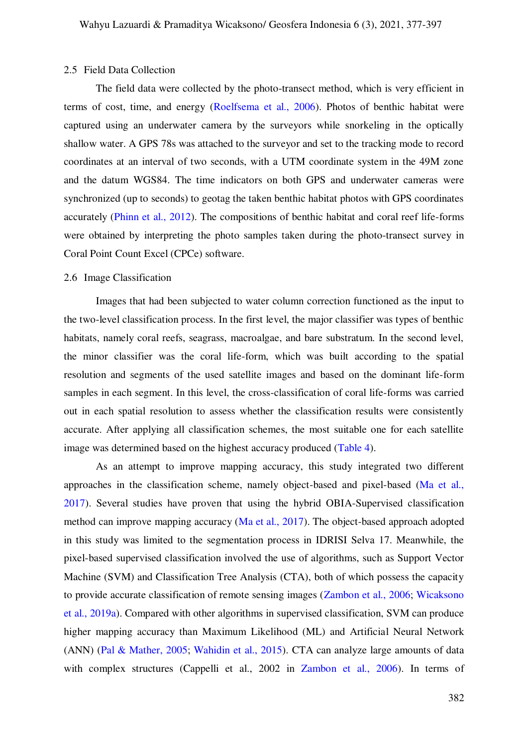### 2.5 Field Data Collection

The field data were collected by the photo-transect method, which is very efficient in terms of cost, time, and energy (Roelfsema et al., 2006). Photos of benthic habitat were captured using an underwater camera by the surveyors while snorkeling in the optically shallow water. A GPS 78s was attached to the surveyor and set to the tracking mode to record coordinates at an interval of two seconds, with a UTM coordinate system in the 49M zone and the datum WGS84. The time indicators on both GPS and underwater cameras were synchronized (up to seconds) to geotag the taken benthic habitat photos with GPS coordinates accurately (Phinn et al., 2012). The compositions of benthic habitat and coral reef life-forms were obtained by interpreting the photo samples taken during the photo-transect survey in Coral Point Count Excel (CPCe) software.

### 2.6 Image Classification

Images that had been subjected to water column correction functioned as the input to the two-level classification process. In the first level, the major classifier was types of benthic habitats, namely coral reefs, seagrass, macroalgae, and bare substratum. In the second level, the minor classifier was the coral life-form, which was built according to the spatial resolution and segments of the used satellite images and based on the dominant life-form samples in each segment. In this level, the cross-classification of coral life-forms was carried out in each spatial resolution to assess whether the classification results were consistently accurate. After applying all classification schemes, the most suitable one for each satellite image was determined based on the highest accuracy produced (Table 4).

As an attempt to improve mapping accuracy, this study integrated two different approaches in the classification scheme, namely object-based and pixel-based (Ma et al., 2017). Several studies have proven that using the hybrid OBIA-Supervised classification method can improve mapping accuracy (Ma et al., 2017). The object-based approach adopted in this study was limited to the segmentation process in IDRISI Selva 17. Meanwhile, the pixel-based supervised classification involved the use of algorithms, such as Support Vector Machine (SVM) and Classification Tree Analysis (CTA), both of which possess the capacity to provide accurate classification of remote sensing images (Zambon et al., 2006; Wicaksono et al., 2019a). Compared with other algorithms in supervised classification, SVM can produce higher mapping accuracy than Maximum Likelihood (ML) and Artificial Neural Network (ANN) (Pal & Mather, 2005; Wahidin et al., 2015). CTA can analyze large amounts of data with complex structures (Cappelli et al., 2002 in Zambon et al., 2006). In terms of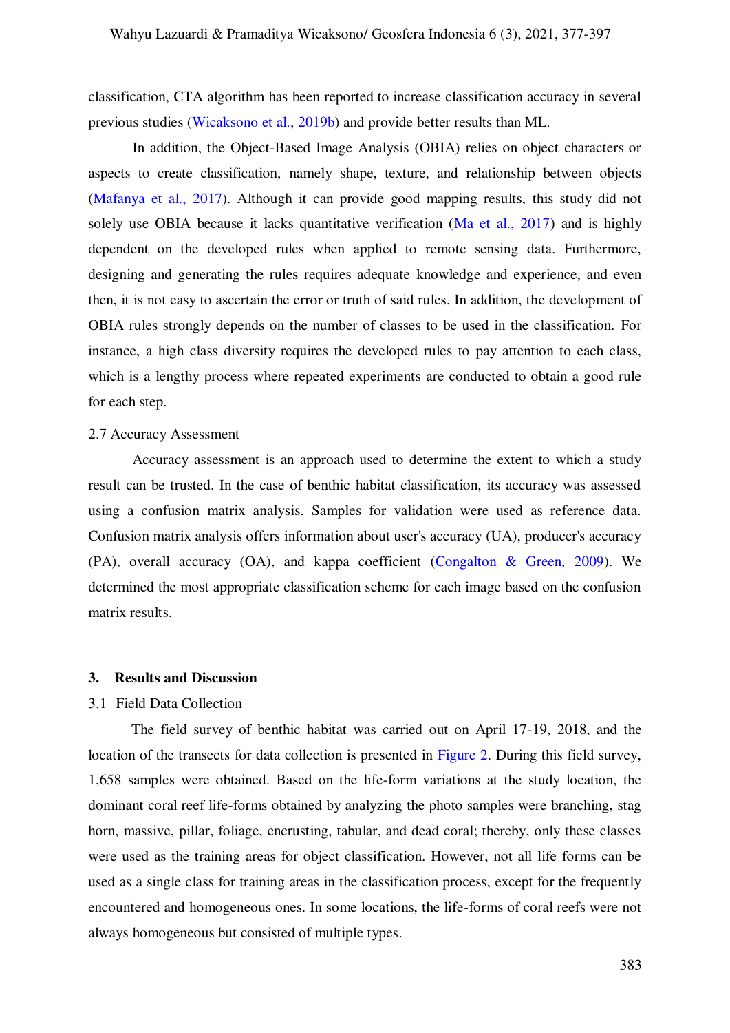classification, CTA algorithm has been reported to increase classification accuracy in several previous studies (Wicaksono et al., 2019b) and provide better results than ML.

In addition, the Object-Based Image Analysis (OBIA) relies on object characters or aspects to create classification, namely shape, texture, and relationship between objects (Mafanya et al., 2017). Although it can provide good mapping results, this study did not solely use OBIA because it lacks quantitative verification (Ma et al., 2017) and is highly dependent on the developed rules when applied to remote sensing data. Furthermore, designing and generating the rules requires adequate knowledge and experience, and even then, it is not easy to ascertain the error or truth of said rules. In addition, the development of OBIA rules strongly depends on the number of classes to be used in the classification. For instance, a high class diversity requires the developed rules to pay attention to each class, which is a lengthy process where repeated experiments are conducted to obtain a good rule for each step.

### 2.7 Accuracy Assessment

Accuracy assessment is an approach used to determine the extent to which a study result can be trusted. In the case of benthic habitat classification, its accuracy was assessed using a confusion matrix analysis. Samples for validation were used as reference data. Confusion matrix analysis offers information about user's accuracy (UA), producer's accuracy (PA), overall accuracy (OA), and kappa coefficient (Congalton & Green, 2009). We determined the most appropriate classification scheme for each image based on the confusion matrix results.

## 3. Results and Discussion

### 3.1 Field Data Collection

The field survey of benthic habitat was carried out on April 17-19, 2018, and the location of the transects for data collection is presented in Figure 2. During this field survey, 1,658 samples were obtained. Based on the life-form variations at the study location, the dominant coral reef life-forms obtained by analyzing the photo samples were branching, stag horn, massive, pillar, foliage, encrusting, tabular, and dead coral; thereby, only these classes were used as the training areas for object classification. However, not all life forms can be used as a single class for training areas in the classification process, except for the frequently encountered and homogeneous ones. In some locations, the life-forms of coral reefs were not always homogeneous but consisted of multiple types.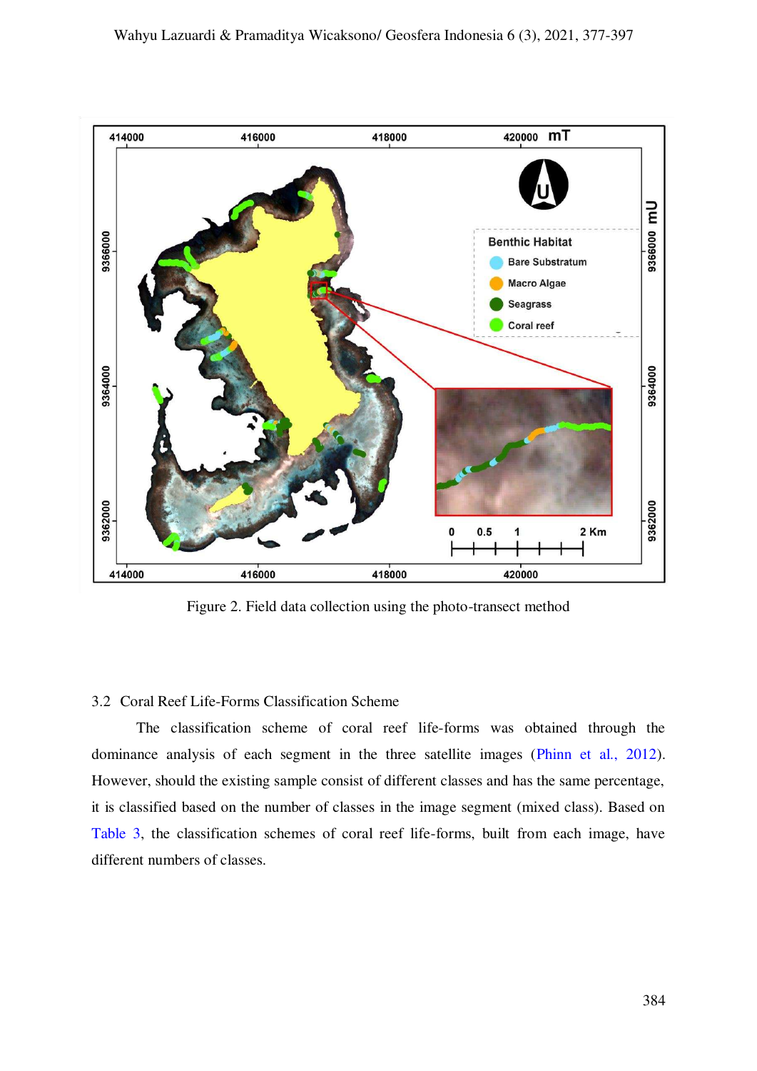Figure 2. Field data collection using the photo-transect method

### 3.2 Coral Reef Life-Forms Classification Scheme

The classification scheme of coral reef life-forms was obtained through the dominance analysis of each segment in the three satellite images (Phinn et al., 2012). However, should the existing sample consist of different classes and has the same percentage, it is classified based on the number of classes in the image segment (mixed class). Based on Table 3, the classification schemes of coral reef life-forms, built from each image, have different numbers of classes.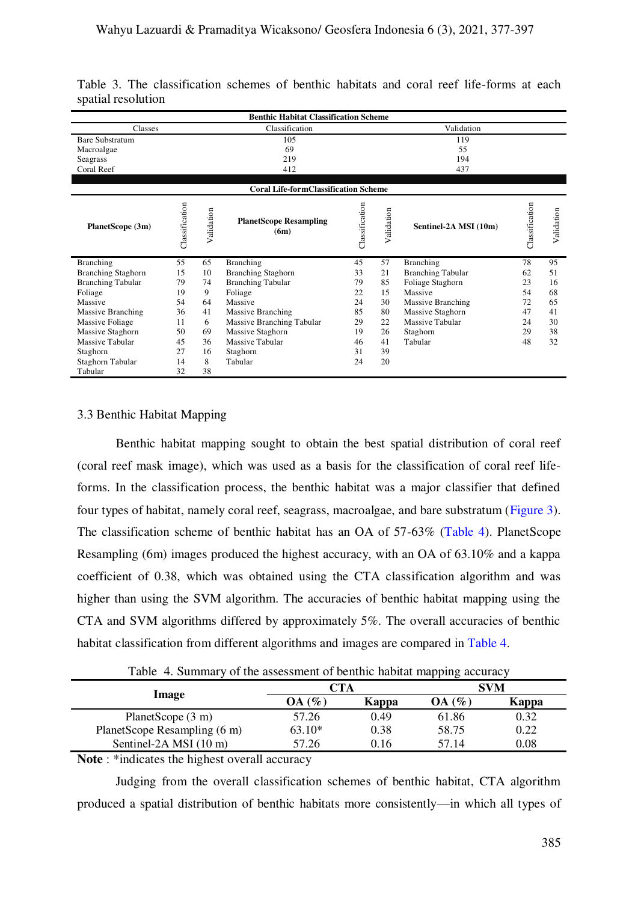Table 3. The classification schemes of benthic habitats and coral reef life-forms at each spatial resolution

| Benthic Habitat Classification Scheme | | |
|---|---|---|
| Classes | Classification | Validation |
| Bare Substratum | 105 | 119 |
| Macroalgae | 69 | 55 |
| Seagrass | 219 | 194 |
| Coral Reef | 412 | 437 |

| Coral Life-formClassification Scheme | | | | | | | | |
|---|---|---|---|---|---|---|---|---|
| **PlanetScope (3m)** | Classification | Validation | **PlanetScope Resampling (6m)** | Classification | Validation | **Sentinel-2A MSI (10m)** | Classification | Validation |
| Branching | 55 | 65 | Branching | 45 | 57 | Branching | 78 | 95 |
| Branching Staghorn | 15 | 10 | Branching Staghorn | 33 | 21 | Branching Tabular | 62 | 51 |
| Branching Tabular | 79 | 74 | Branching Tabular | 79 | 85 | Foliage Staghorn | 23 | 16 |
| Foliage | 19 | 9 | Foliage | 22 | 15 | Massive | 54 | 68 |
| Massive | 54 | 64 | Massive | 24 | 30 | Massive Branching | 72 | 65 |
| Massive Branching | 36 | 41 | Massive Branching | 85 | 80 | Massive Staghorn | 47 | 41 |
| Massive Foliage | 11 | 6 | Massive Branching Tabular | 29 | 22 | Massive Tabular | 24 | 30 |
| Massive Staghorn | 50 | 69 | Massive Staghorn | 19 | 26 | Staghorn | 29 | 38 |
| Massive Tabular | 45 | 36 | Massive Tabular | 46 | 41 | Tabular | 48 | 32 |
| Staghorn | 27 | 16 | Staghorn | 31 | 39 | | | |
| Staghorn Tabular | 14 | 8 | Tabular | 24 | 20 | | | |
| Tabular | 32 | 38 | | | | | | |

### 3.3 Benthic Habitat Mapping

Benthic habitat mapping sought to obtain the best spatial distribution of coral reef (coral reef mask image), which was used as a basis for the classification of coral reef life-forms. In the classification process, the benthic habitat was a major classifier that defined four types of habitat, namely coral reef, seagrass, macroalgae, and bare substratum (Figure 3). The classification scheme of benthic habitat has an OA of 57-63% (Table 4). PlanetScope Resampling (6m) images produced the highest accuracy, with an OA of 63.10% and a kappa coefficient of 0.38, which was obtained using the CTA classification algorithm and was higher than using the SVM algorithm. The accuracies of benthic habitat mapping using the CTA and SVM algorithms differed by approximately 5%. The overall accuracies of benthic habitat classification from different algorithms and images are compared in Table 4.

Table 4. Summary of the assessment of benthic habitat mapping accuracy

| Image | CTA | | SVM | |
|---|---|---|---|---|
| | OA (%) | Kappa | OA (%) | Kappa |
| PlanetScope (3 m) | 57.26 | 0.49 | 61.86 | 0.32 |
| PlanetScope Resampling (6 m) | 63.10* | 0.38 | 58.75 | 0.22 |
| Sentinel-2A MSI (10 m) | 57.26 | 0.16 | 57.14 | 0.08 |

**Note** : *indicates the highest overall accuracy

Judging from the overall classification schemes of benthic habitat, CTA algorithm produced a spatial distribution of benthic habitats more consistently—in which all types of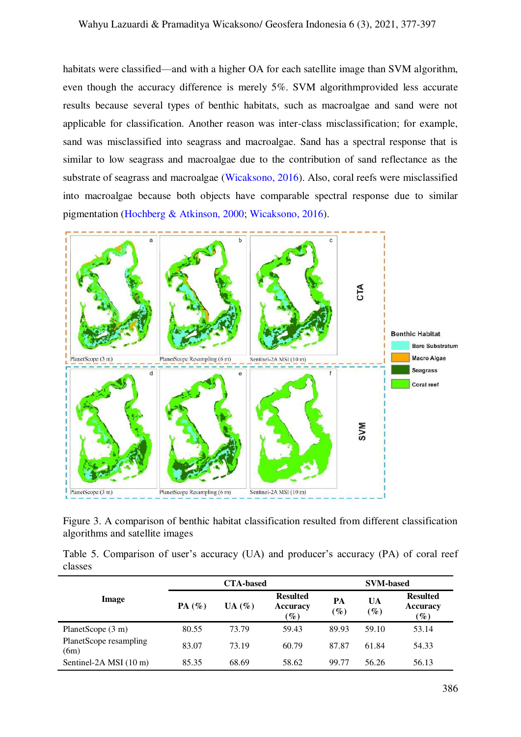habitats were classified—and with a higher OA for each satellite image than SVM algorithm, even though the accuracy difference is merely 5%. SVM algorithmprovided less accurate results because several types of benthic habitats, such as macroalgae and sand were not applicable for classification. Another reason was inter-class misclassification; for example, sand was misclassified into seagrass and macroalgae. Sand has a spectral response that is similar to low seagrass and macroalgae due to the contribution of sand reflectance as the substrate of seagrass and macroalgae (Wicaksono, 2016). Also, coral reefs were misclassified into macroalgae because both objects have comparable spectral response due to similar pigmentation (Hochberg & Atkinson, 2000; Wicaksono, 2016).

Figure 3. A comparison of benthic habitat classification resulted from different classification algorithms and satellite images

Table 5. Comparison of user's accuracy (UA) and producer's accuracy (PA) of coral reef classes

| Image | CTA-based | | | SVM-based | | |
|---|---|---|---|---|---|---|
| | PA (%) | UA (%) | Resulted Accuracy (%) | PA (%) | UA (%) | Resulted Accuracy (%) |
| PlanetScope (3 m) | 80.55 | 73.79 | 59.43 | 89.93 | 59.10 | 53.14 |
| PlanetScope resampling (6m) | 83.07 | 73.19 | 60.79 | 87.87 | 61.84 | 54.33 |
| Sentinel-2A MSI (10 m) | 85.35 | 68.69 | 58.62 | 99.77 | 56.26 | 56.13 |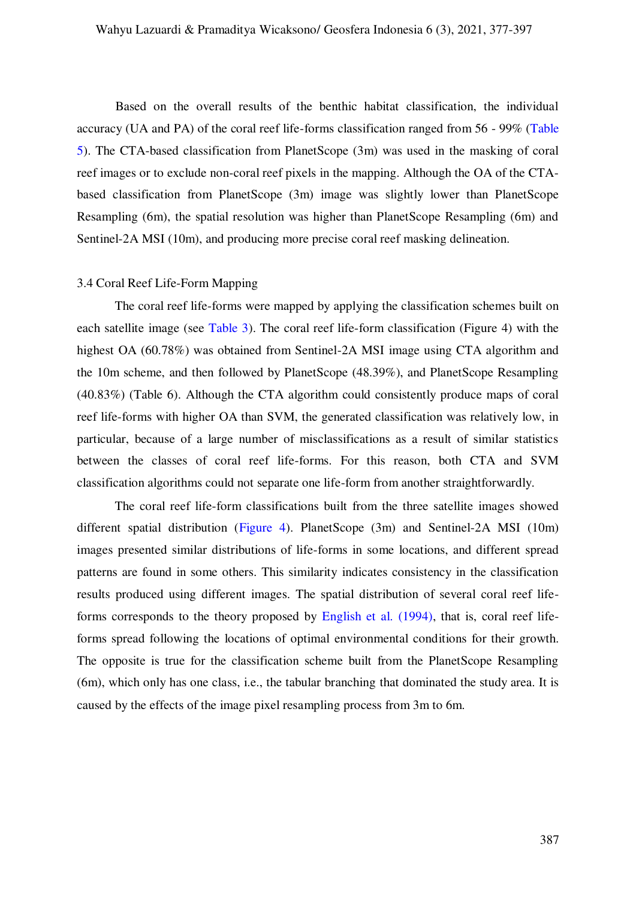Based on the overall results of the benthic habitat classification, the individual accuracy (UA and PA) of the coral reef life-forms classification ranged from 56 - 99% (Table 5). The CTA-based classification from PlanetScope (3m) was used in the masking of coral reef images or to exclude non-coral reef pixels in the mapping. Although the OA of the CTA-based classification from PlanetScope (3m) image was slightly lower than PlanetScope Resampling (6m), the spatial resolution was higher than PlanetScope Resampling (6m) and Sentinel-2A MSI (10m), and producing more precise coral reef masking delineation.

### 3.4 Coral Reef Life-Form Mapping

The coral reef life-forms were mapped by applying the classification schemes built on each satellite image (see Table 3). The coral reef life-form classification (Figure 4) with the highest OA (60.78%) was obtained from Sentinel-2A MSI image using CTA algorithm and the 10m scheme, and then followed by PlanetScope (48.39%), and PlanetScope Resampling (40.83%) (Table 6). Although the CTA algorithm could consistently produce maps of coral reef life-forms with higher OA than SVM, the generated classification was relatively low, in particular, because of a large number of misclassifications as a result of similar statistics between the classes of coral reef life-forms. For this reason, both CTA and SVM classification algorithms could not separate one life-form from another straightforwardly.

The coral reef life-form classifications built from the three satellite images showed different spatial distribution (Figure 4). PlanetScope (3m) and Sentinel-2A MSI (10m) images presented similar distributions of life-forms in some locations, and different spread patterns are found in some others. This similarity indicates consistency in the classification results produced using different images. The spatial distribution of several coral reef life-forms corresponds to the theory proposed by English et al. (1994), that is, coral reef life-forms spread following the locations of optimal environmental conditions for their growth. The opposite is true for the classification scheme built from the PlanetScope Resampling (6m), which only has one class, i.e., the tabular branching that dominated the study area. It is caused by the effects of the image pixel resampling process from 3m to 6m.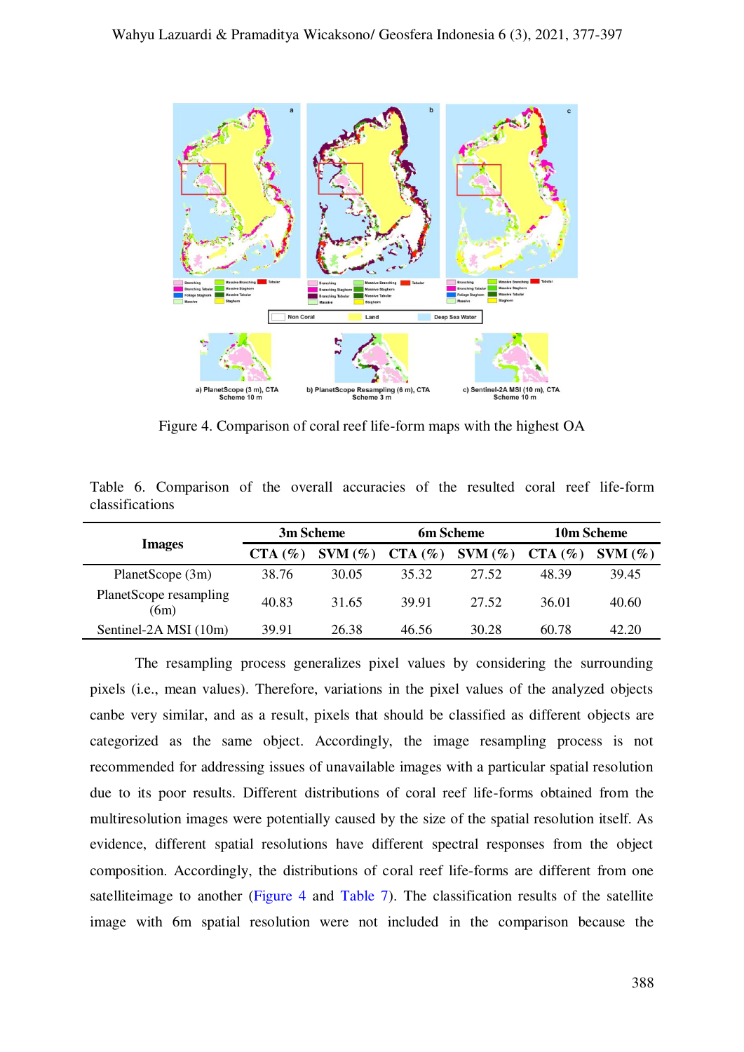Figure 4. Comparison of coral reef life-form maps with the highest OA

Table 6. Comparison of the overall accuracies of the resulted coral reef life-form classifications

| Images | 3m Scheme | | 6m Scheme | | 10m Scheme | |
|---|---|---|---|---|---|---|
| | CTA (%) | SVM (%) | CTA (%) | SVM (%) | CTA (%) | SVM (%) |
| PlanetScope (3m) | 38.76 | 30.05 | 35.32 | 27.52 | 48.39 | 39.45 |
| PlanetScope resampling (6m) | 40.83 | 31.65 | 39.91 | 27.52 | 36.01 | 40.60 |
| Sentinel-2A MSI (10m) | 39.91 | 26.38 | 46.56 | 30.28 | 60.78 | 42.20 |

The resampling process generalizes pixel values by considering the surrounding pixels (i.e., mean values). Therefore, variations in the pixel values of the analyzed objects canbe very similar, and as a result, pixels that should be classified as different objects are categorized as the same object. Accordingly, the image resampling process is not recommended for addressing issues of unavailable images with a particular spatial resolution due to its poor results. Different distributions of coral reef life-forms obtained from the multiresolution images were potentially caused by the size of the spatial resolution itself. As evidence, different spatial resolutions have different spectral responses from the object composition. Accordingly, the distributions of coral reef life-forms are different from one satelliteimage to another (Figure 4 and Table 7). The classification results of the satellite image with 6m spatial resolution were not included in the comparison because the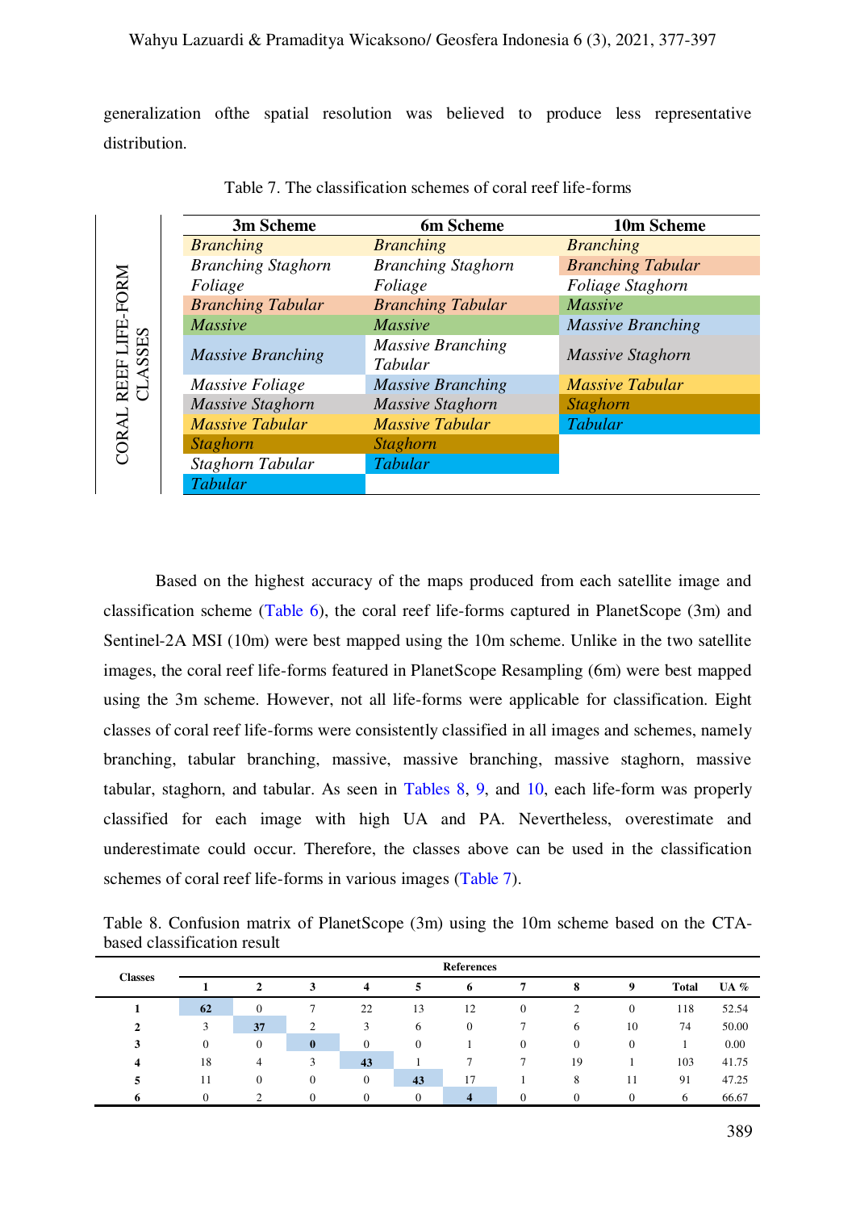generalization ofthe spatial resolution was believed to produce less representative distribution.

Table 7. The classification schemes of coral reef life-forms

| CORAL REEF LIFE-FORM CLASSES | 3m Scheme | 6m Scheme | 10m Scheme |
|---|---|---|---|
| | *Branching* | *Branching* | *Branching* |
| | *Branching Staghorn* | *Branching Staghorn* | *Branching Tabular* |
| | *Foliage* | *Foliage* | *Foliage Staghorn* |
| | *Branching Tabular* | *Branching Tabular* | *Massive* |
| | *Massive* | *Massive* | *Massive Branching* |
| | *Massive Branching* | *Massive Branching Tabular* | *Massive Staghorn* |
| | *Massive Foliage* | *Massive Branching* | *Massive Tabular* |
| | *Massive Staghorn* | *Massive Staghorn* | *Staghorn* |
| | *Massive Tabular* | *Massive Tabular* | *Tabular* |
| | *Staghorn* | *Staghorn* | |
| | *Staghorn Tabular* | *Tabular* | |
| | *Tabular* | | |

Based on the highest accuracy of the maps produced from each satellite image and classification scheme (Table 6), the coral reef life-forms captured in PlanetScope (3m) and Sentinel-2A MSI (10m) were best mapped using the 10m scheme. Unlike in the two satellite images, the coral reef life-forms featured in PlanetScope Resampling (6m) were best mapped using the 3m scheme. However, not all life-forms were applicable for classification. Eight classes of coral reef life-forms were consistently classified in all images and schemes, namely branching, tabular branching, massive, massive branching, massive staghorn, massive tabular, staghorn, and tabular. As seen in Tables 8, 9, and 10, each life-form was properly classified for each image with high UA and PA. Nevertheless, overestimate and underestimate could occur. Therefore, the classes above can be used in the classification schemes of coral reef life-forms in various images (Table 7).

Table 8. Confusion matrix of PlanetScope (3m) using the 10m scheme based on the CTA-based classification result

| Classes | References | | | | | | | | | | |
|---|---|---|---|---|---|---|---|---|---|---|---|
| | 1 | 2 | 3 | 4 | 5 | 6 | 7 | 8 | 9 | Total | UA % |
| 1 | **62** | 0 | 7 | 22 | 13 | 12 | 0 | 2 | 0 | 118 | 52.54 |
| 2 | 3 | **37** | 2 | 3 | 6 | 0 | 7 | 6 | 10 | 74 | 50.00 |
| 3 | 0 | 0 | **0** | 0 | 0 | 1 | 0 | 0 | 0 | 1 | 0.00 |
| 4 | 18 | 4 | 3 | **43** | 1 | 7 | 7 | 19 | 1 | 103 | 41.75 |
| 5 | 11 | 0 | 0 | 0 | **43** | 17 | 1 | 8 | 11 | 91 | 47.25 |
| 6 | 0 | 2 | 0 | 0 | 0 | **4** | 0 | 0 | 0 | 6 | 66.67 |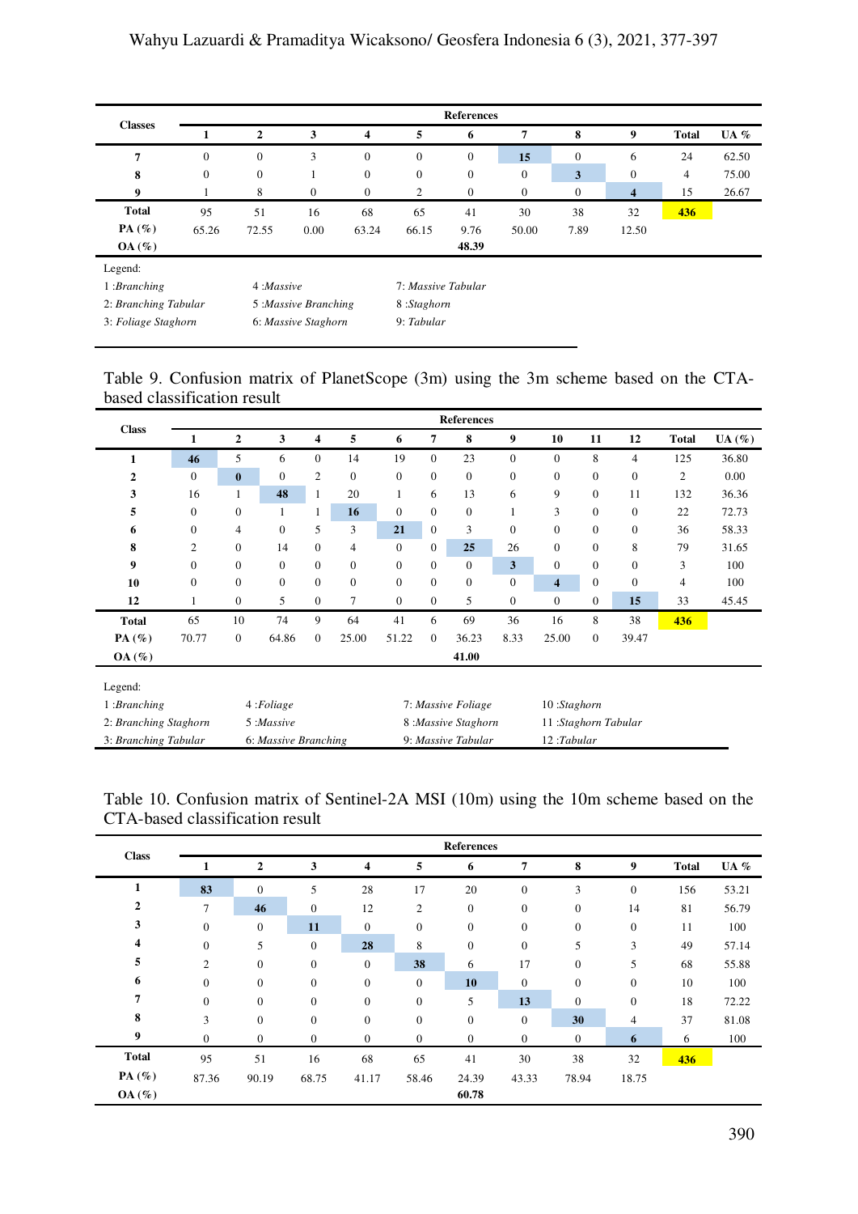| Classes | References | | | | | | | | | | |
|---|---|---|---|---|---|---|---|---|---|---|---|
| | 1 | 2 | 3 | 4 | 5 | 6 | 7 | 8 | 9 | Total | UA % |
| 7 | 0 | 0 | 3 | 0 | 0 | 0 | **15** | 0 | 6 | 24 | 62.50 |
| 8 | 0 | 0 | 1 | 0 | 0 | 0 | 0 | **3** | 0 | 4 | 75.00 |
| 9 | 1 | 8 | 0 | 0 | 2 | 0 | 0 | 0 | **4** | 15 | 26.67 |
| **Total** | 95 | 51 | 16 | 68 | 65 | 41 | 30 | 38 | 32 | **436** | |
| **PA (%)** | 65.26 | 72.55 | 0.00 | 63.24 | 66.15 | 9.76 | 50.00 | 7.89 | 12.50 | | |
| **OA (%)** | | | | | | **48.39** | | | | | |

Legend:

| | | |
|---|---|---|
| 1 :*Branching* | 4 :*Massive* | 7: *Massive Tabular* |
| 2: *Branching Tabular* | 5 :*Massive Branching* | 8 :*Staghorn* |
| 3: *Foliage Staghorn* | 6: *Massive Staghorn* | 9: *Tabular* |

Table 9. Confusion matrix of PlanetScope (3m) using the 3m scheme based on the CTA-based classification result

| Class | References | | | | | | | | | | | | | |
|---|---|---|---|---|---|---|---|---|---|---|---|---|---|---|
| | 1 | 2 | 3 | 4 | 5 | 6 | 7 | 8 | 9 | 10 | 11 | 12 | Total | UA (%) |
| 1 | **46** | 5 | 6 | 0 | 14 | 19 | 0 | 23 | 0 | 0 | 8 | 4 | 125 | 36.80 |
| 2 | 0 | **0** | 0 | 2 | 0 | 0 | 0 | 0 | 0 | 0 | 0 | 0 | 2 | 0.00 |
| 3 | 16 | 1 | **48** | 1 | 20 | 1 | 6 | 13 | 6 | 9 | 0 | 11 | 132 | 36.36 |
| 5 | 0 | 0 | 1 | 1 | **16** | 0 | 0 | 0 | 1 | 3 | 0 | 0 | 22 | 72.73 |
| 6 | 0 | 4 | 0 | 5 | 3 | **21** | 0 | 3 | 0 | 0 | 0 | 0 | 36 | 58.33 |
| 8 | 2 | 0 | 14 | 0 | 4 | 0 | 0 | **25** | 26 | 0 | 0 | 8 | 79 | 31.65 |
| 9 | 0 | 0 | 0 | 0 | 0 | 0 | 0 | 0 | **3** | 0 | 0 | 0 | 3 | 100 |
| 10 | 0 | 0 | 0 | 0 | 0 | 0 | 0 | 0 | 0 | **4** | 0 | 0 | 4 | 100 |
| 12 | 1 | 0 | 5 | 0 | 7 | 0 | 0 | 5 | 0 | 0 | 0 | **15** | 33 | 45.45 |
| **Total** | 65 | 10 | 74 | 9 | 64 | 41 | 6 | 69 | 36 | 16 | 8 | 38 | **436** | |
| **PA (%)** | 70.77 | 0 | 64.86 | 0 | 25.00 | 51.22 | 0 | 36.23 | 8.33 | 25.00 | 0 | 39.47 | | |
| **OA (%)** | | | | | | | | **41.00** | | | | | | |

Legend:

| | | | |
|---|---|---|---|
| 1 :*Branching* | 4 :*Foliage* | 7: *Massive Foliage* | 10 :*Staghorn* |
| 2: *Branching Staghorn* | 5 :*Massive* | 8 :*Massive Staghorn* | 11 :*Staghorn Tabular* |
| 3: *Branching Tabular* | 6: *Massive Branching* | 9: *Massive Tabular* | 12 :*Tabular* |

Table 10. Confusion matrix of Sentinel-2A MSI (10m) using the 10m scheme based on the CTA-based classification result

| Class | References | | | | | | | | | | |
|---|---|---|---|---|---|---|---|---|---|---|---|
| | 1 | 2 | 3 | 4 | 5 | 6 | 7 | 8 | 9 | Total | UA % |
| 1 | **83** | 0 | 5 | 28 | 17 | 20 | 0 | 3 | 0 | 156 | 53.21 |
| 2 | 7 | **46** | 0 | 12 | 2 | 0 | 0 | 0 | 14 | 81 | 56.79 |
| 3 | 0 | 0 | **11** | 0 | 0 | 0 | 0 | 0 | 0 | 11 | 100 |
| 4 | 0 | 5 | 0 | **28** | 8 | 0 | 0 | 5 | 3 | 49 | 57.14 |
| 5 | 2 | 0 | 0 | 0 | **38** | 6 | 17 | 0 | 5 | 68 | 55.88 |
| 6 | 0 | 0 | 0 | 0 | 0 | **10** | 0 | 0 | 0 | 10 | 100 |
| 7 | 0 | 0 | 0 | 0 | 0 | 5 | **13** | 0 | 0 | 18 | 72.22 |
| 8 | 3 | 0 | 0 | 0 | 0 | 0 | 0 | **30** | 4 | 37 | 81.08 |
| 9 | 0 | 0 | 0 | 0 | 0 | 0 | 0 | 0 | **6** | 6 | 100 |
| **Total** | 95 | 51 | 16 | 68 | 65 | 41 | 30 | 38 | 32 | **436** | |
| **PA (%)** | 87.36 | 90.19 | 68.75 | 41.17 | 58.46 | 24.39 | 43.33 | 78.94 | 18.75 | | |
| **OA (%)** | | | | | | **60.78** | | | | | |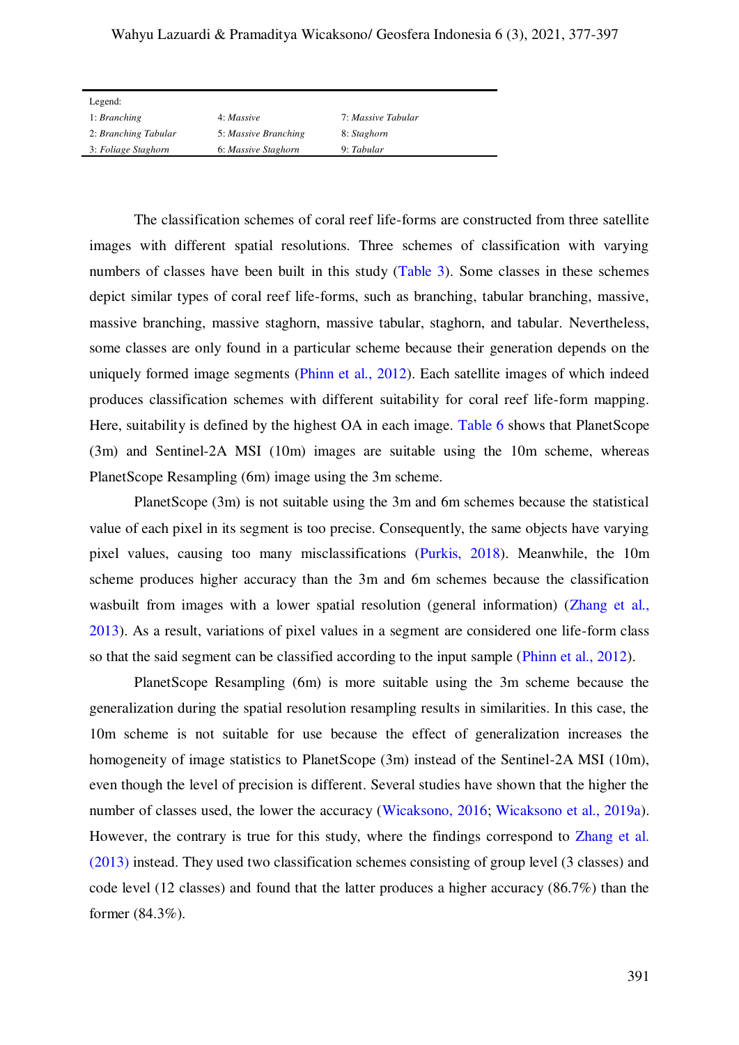| Legend: | | |
|---|---|---|
| 1: *Branching* | 4: *Massive* | 7: *Massive Tabular* |
| 2: *Branching Tabular* | 5: *Massive Branching* | 8: *Staghorn* |
| 3: *Foliage Staghorn* | 6: *Massive Staghorn* | 9: *Tabular* |

The classification schemes of coral reef life-forms are constructed from three satellite images with different spatial resolutions. Three schemes of classification with varying numbers of classes have been built in this study (Table 3). Some classes in these schemes depict similar types of coral reef life-forms, such as branching, tabular branching, massive, massive branching, massive staghorn, massive tabular, staghorn, and tabular. Nevertheless, some classes are only found in a particular scheme because their generation depends on the uniquely formed image segments (Phinn et al., 2012). Each satellite images of which indeed produces classification schemes with different suitability for coral reef life-form mapping. Here, suitability is defined by the highest OA in each image. Table 6 shows that PlanetScope (3m) and Sentinel-2A MSI (10m) images are suitable using the 10m scheme, whereas PlanetScope Resampling (6m) image using the 3m scheme.

PlanetScope (3m) is not suitable using the 3m and 6m schemes because the statistical value of each pixel in its segment is too precise. Consequently, the same objects have varying pixel values, causing too many misclassifications (Purkis, 2018). Meanwhile, the 10m scheme produces higher accuracy than the 3m and 6m schemes because the classification wasbuilt from images with a lower spatial resolution (general information) (Zhang et al., 2013). As a result, variations of pixel values in a segment are considered one life-form class so that the said segment can be classified according to the input sample (Phinn et al., 2012).

PlanetScope Resampling (6m) is more suitable using the 3m scheme because the generalization during the spatial resolution resampling results in similarities. In this case, the 10m scheme is not suitable for use because the effect of generalization increases the homogeneity of image statistics to PlanetScope (3m) instead of the Sentinel-2A MSI (10m), even though the level of precision is different. Several studies have shown that the higher the number of classes used, the lower the accuracy (Wicaksono, 2016; Wicaksono et al., 2019a). However, the contrary is true for this study, where the findings correspond to Zhang et al. (2013) instead. They used two classification schemes consisting of group level (3 classes) and code level (12 classes) and found that the latter produces a higher accuracy (86.7%) than the former (84.3%).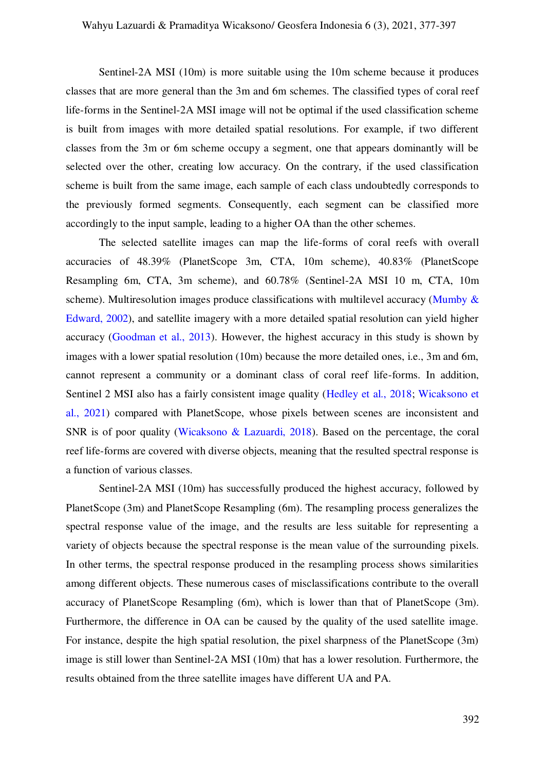Sentinel-2A MSI (10m) is more suitable using the 10m scheme because it produces classes that are more general than the 3m and 6m schemes. The classified types of coral reef life-forms in the Sentinel-2A MSI image will not be optimal if the used classification scheme is built from images with more detailed spatial resolutions. For example, if two different classes from the 3m or 6m scheme occupy a segment, one that appears dominantly will be selected over the other, creating low accuracy. On the contrary, if the used classification scheme is built from the same image, each sample of each class undoubtedly corresponds to the previously formed segments. Consequently, each segment can be classified more accordingly to the input sample, leading to a higher OA than the other schemes.

The selected satellite images can map the life-forms of coral reefs with overall accuracies of 48.39% (PlanetScope 3m, CTA, 10m scheme), 40.83% (PlanetScope Resampling 6m, CTA, 3m scheme), and 60.78% (Sentinel-2A MSI 10 m, CTA, 10m scheme). Multiresolution images produce classifications with multilevel accuracy (Mumby & Edward, 2002), and satellite imagery with a more detailed spatial resolution can yield higher accuracy (Goodman et al., 2013). However, the highest accuracy in this study is shown by images with a lower spatial resolution (10m) because the more detailed ones, i.e., 3m and 6m, cannot represent a community or a dominant class of coral reef life-forms. In addition, Sentinel 2 MSI also has a fairly consistent image quality (Hedley et al., 2018; Wicaksono et al., 2021) compared with PlanetScope, whose pixels between scenes are inconsistent and SNR is of poor quality (Wicaksono & Lazuardi, 2018). Based on the percentage, the coral reef life-forms are covered with diverse objects, meaning that the resulted spectral response is a function of various classes.

Sentinel-2A MSI (10m) has successfully produced the highest accuracy, followed by PlanetScope (3m) and PlanetScope Resampling (6m). The resampling process generalizes the spectral response value of the image, and the results are less suitable for representing a variety of objects because the spectral response is the mean value of the surrounding pixels. In other terms, the spectral response produced in the resampling process shows similarities among different objects. These numerous cases of misclassifications contribute to the overall accuracy of PlanetScope Resampling (6m), which is lower than that of PlanetScope (3m). Furthermore, the difference in OA can be caused by the quality of the used satellite image. For instance, despite the high spatial resolution, the pixel sharpness of the PlanetScope (3m) image is still lower than Sentinel-2A MSI (10m) that has a lower resolution. Furthermore, the results obtained from the three satellite images have different UA and PA.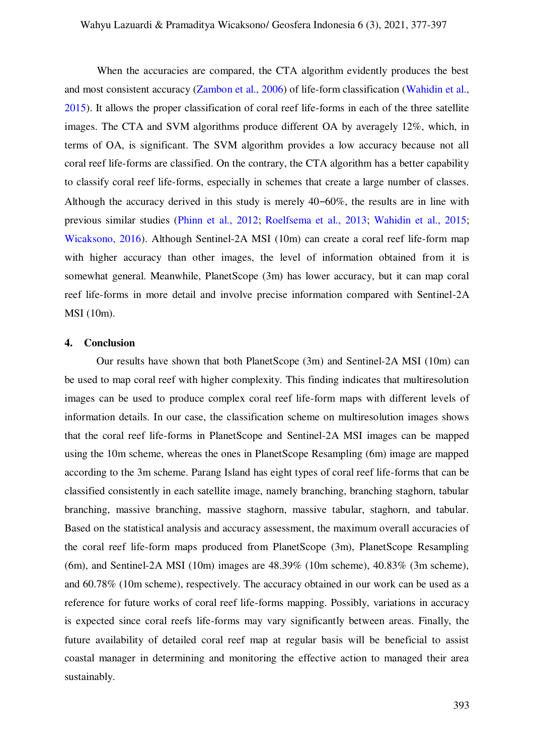When the accuracies are compared, the CTA algorithm evidently produces the best and most consistent accuracy (Zambon et al., 2006) of life-form classification (Wahidin et al., 2015). It allows the proper classification of coral reef life-forms in each of the three satellite images. The CTA and SVM algorithms produce different OA by averagely 12%, which, in terms of OA, is significant. The SVM algorithm provides a low accuracy because not all coral reef life-forms are classified. On the contrary, the CTA algorithm has a better capability to classify coral reef life-forms, especially in schemes that create a large number of classes. Although the accuracy derived in this study is merely 40–60%, the results are in line with previous similar studies (Phinn et al., 2012; Roelfsema et al., 2013; Wahidin et al., 2015; Wicaksono, 2016). Although Sentinel-2A MSI (10m) can create a coral reef life-form map with higher accuracy than other images, the level of information obtained from it is somewhat general. Meanwhile, PlanetScope (3m) has lower accuracy, but it can map coral reef life-forms in more detail and involve precise information compared with Sentinel-2A MSI (10m).

## 4. Conclusion

Our results have shown that both PlanetScope (3m) and Sentinel-2A MSI (10m) can be used to map coral reef with higher complexity. This finding indicates that multiresolution images can be used to produce complex coral reef life-form maps with different levels of information details. In our case, the classification scheme on multiresolution images shows that the coral reef life-forms in PlanetScope and Sentinel-2A MSI images can be mapped using the 10m scheme, whereas the ones in PlanetScope Resampling (6m) image are mapped according to the 3m scheme. Parang Island has eight types of coral reef life-forms that can be classified consistently in each satellite image, namely branching, branching staghorn, tabular branching, massive branching, massive staghorn, massive tabular, staghorn, and tabular. Based on the statistical analysis and accuracy assessment, the maximum overall accuracies of the coral reef life-form maps produced from PlanetScope (3m), PlanetScope Resampling (6m), and Sentinel-2A MSI (10m) images are 48.39% (10m scheme), 40.83% (3m scheme), and 60.78% (10m scheme), respectively. The accuracy obtained in our work can be used as a reference for future works of coral reef life-forms mapping. Possibly, variations in accuracy is expected since coral reefs life-forms may vary significantly between areas. Finally, the future availability of detailed coral reef map at regular basis will be beneficial to assist coastal manager in determining and monitoring the effective action to managed their area sustainably.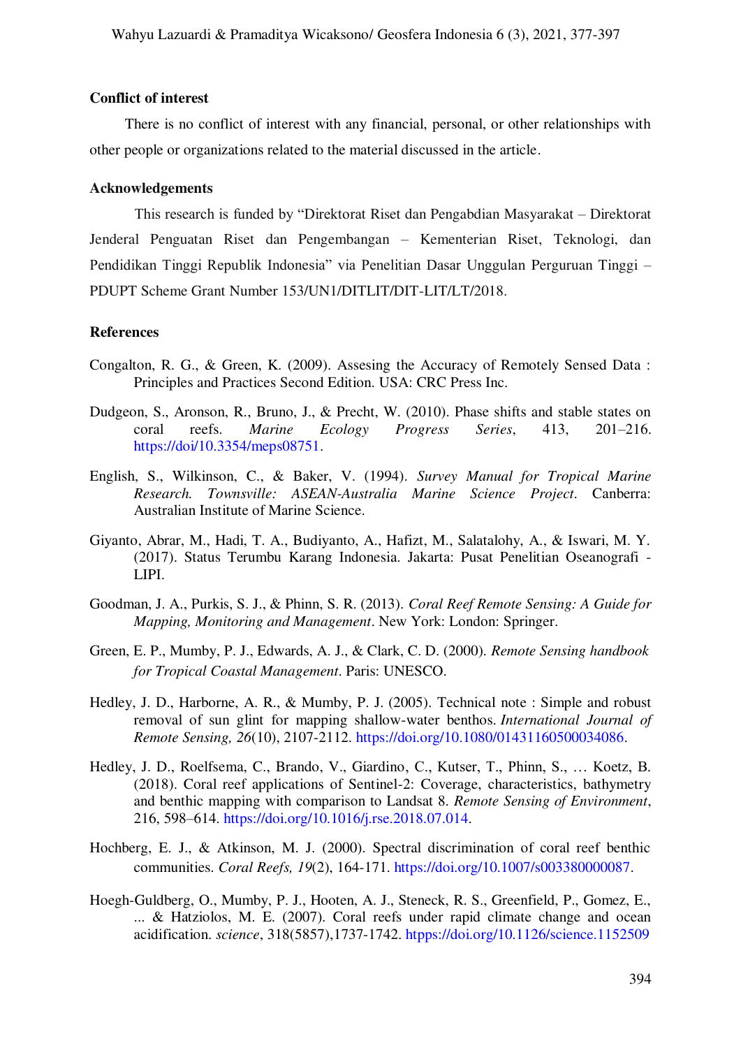**Conflict of interest**

There is no conflict of interest with any financial, personal, or other relationships with other people or organizations related to the material discussed in the article.

**Acknowledgements**

This research is funded by "Direktorat Riset dan Pengabdian Masyarakat – Direktorat Jenderal Penguatan Riset dan Pengembangan – Kementerian Riset, Teknologi, dan Pendidikan Tinggi Republik Indonesia" via Penelitian Dasar Unggulan Perguruan Tinggi – PDUPT Scheme Grant Number 153/UN1/DITLIT/DIT-LIT/LT/2018.

**References**

Congalton, R. G., & Green, K. (2009). Assesing the Accuracy of Remotely Sensed Data : Principles and Practices Second Edition. USA: CRC Press Inc.

Dudgeon, S., Aronson, R., Bruno, J., & Precht, W. (2010). Phase shifts and stable states on coral reefs. *Marine Ecology Progress Series*, 413, 201–216. https://doi/10.3354/meps08751.

English, S., Wilkinson, C., & Baker, V. (1994). *Survey Manual for Tropical Marine Research. Townsville: ASEAN-Australia Marine Science Project*. Canberra: Australian Institute of Marine Science.

Giyanto, Abrar, M., Hadi, T. A., Budiyanto, A., Hafizt, M., Salatalohy, A., & Iswari, M. Y. (2017). Status Terumbu Karang Indonesia. Jakarta: Pusat Penelitian Oseanografi - LIPI.

Goodman, J. A., Purkis, S. J., & Phinn, S. R. (2013). *Coral Reef Remote Sensing: A Guide for Mapping, Monitoring and Management*. New York: London: Springer.

Green, E. P., Mumby, P. J., Edwards, A. J., & Clark, C. D. (2000). *Remote Sensing handbook for Tropical Coastal Management*. Paris: UNESCO.

Hedley, J. D., Harborne, A. R., & Mumby, P. J. (2005). Technical note : Simple and robust removal of sun glint for mapping shallow-water benthos. *International Journal of Remote Sensing, 26*(10), 2107-2112. https://doi.org/10.1080/01431160500034086.

Hedley, J. D., Roelfsema, C., Brando, V., Giardino, C., Kutser, T., Phinn, S., … Koetz, B. (2018). Coral reef applications of Sentinel-2: Coverage, characteristics, bathymetry and benthic mapping with comparison to Landsat 8. *Remote Sensing of Environment*, 216, 598–614. https://doi.org/10.1016/j.rse.2018.07.014.

Hochberg, E. J., & Atkinson, M. J. (2000). Spectral discrimination of coral reef benthic communities. *Coral Reefs, 19*(2), 164-171. https://doi.org/10.1007/s003380000087.

Hoegh-Guldberg, O., Mumby, P. J., Hooten, A. J., Steneck, R. S., Greenfield, P., Gomez, E., ... & Hatziolos, M. E. (2007). Coral reefs under rapid climate change and ocean acidification. *science*, 318(5857),1737-1742. htpps://doi.org/10.1126/science.1152509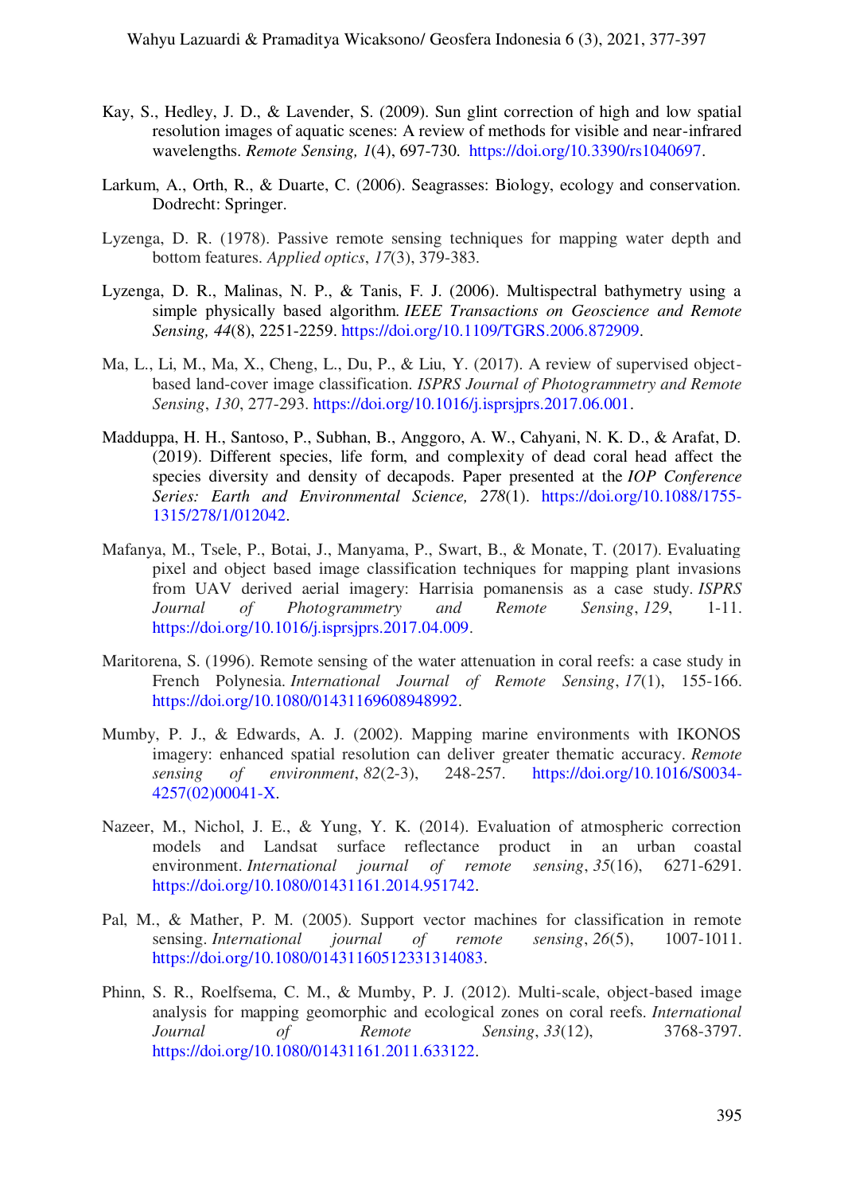Kay, S., Hedley, J. D., & Lavender, S. (2009). Sun glint correction of high and low spatial resolution images of aquatic scenes: A review of methods for visible and near-infrared wavelengths. *Remote Sensing, 1*(4), 697-730. https://doi.org/10.3390/rs1040697.

Larkum, A., Orth, R., & Duarte, C. (2006). Seagrasses: Biology, ecology and conservation. Dodrecht: Springer.

Lyzenga, D. R. (1978). Passive remote sensing techniques for mapping water depth and bottom features. *Applied optics*, *17*(3), 379-383.

Lyzenga, D. R., Malinas, N. P., & Tanis, F. J. (2006). Multispectral bathymetry using a simple physically based algorithm. *IEEE Transactions on Geoscience and Remote Sensing, 44*(8), 2251-2259. https://doi.org/10.1109/TGRS.2006.872909.

Ma, L., Li, M., Ma, X., Cheng, L., Du, P., & Liu, Y. (2017). A review of supervised object-based land-cover image classification. *ISPRS Journal of Photogrammetry and Remote Sensing*, *130*, 277-293. https://doi.org/10.1016/j.isprsjprs.2017.06.001.

Madduppa, H. H., Santoso, P., Subhan, B., Anggoro, A. W., Cahyani, N. K. D., & Arafat, D. (2019). Different species, life form, and complexity of dead coral head affect the species diversity and density of decapods. Paper presented at the *IOP Conference Series: Earth and Environmental Science, 278*(1). https://doi.org/10.1088/1755-1315/278/1/012042.

Mafanya, M., Tsele, P., Botai, J., Manyama, P., Swart, B., & Monate, T. (2017). Evaluating pixel and object based image classification techniques for mapping plant invasions from UAV derived aerial imagery: Harrisia pomanensis as a case study. *ISPRS Journal of Photogrammetry and Remote Sensing*, *129*, 1-11. https://doi.org/10.1016/j.isprsjprs.2017.04.009.

Maritorena, S. (1996). Remote sensing of the water attenuation in coral reefs: a case study in French Polynesia. *International Journal of Remote Sensing*, *17*(1), 155-166. https://doi.org/10.1080/01431169608948992.

Mumby, P. J., & Edwards, A. J. (2002). Mapping marine environments with IKONOS imagery: enhanced spatial resolution can deliver greater thematic accuracy. *Remote sensing of environment*, *82*(2-3), 248-257. https://doi.org/10.1016/S0034-4257(02)00041-X.

Nazeer, M., Nichol, J. E., & Yung, Y. K. (2014). Evaluation of atmospheric correction models and Landsat surface reflectance product in an urban coastal environment. *International journal of remote sensing*, *35*(16), 6271-6291. https://doi.org/10.1080/01431161.2014.951742.

Pal, M., & Mather, P. M. (2005). Support vector machines for classification in remote sensing. *International journal of remote sensing*, *26*(5), 1007-1011. https://doi.org/10.1080/01431160512331314083.

Phinn, S. R., Roelfsema, C. M., & Mumby, P. J. (2012). Multi-scale, object-based image analysis for mapping geomorphic and ecological zones on coral reefs. *International Journal of Remote Sensing*, *33*(12), 3768-3797. https://doi.org/10.1080/01431161.2011.633122.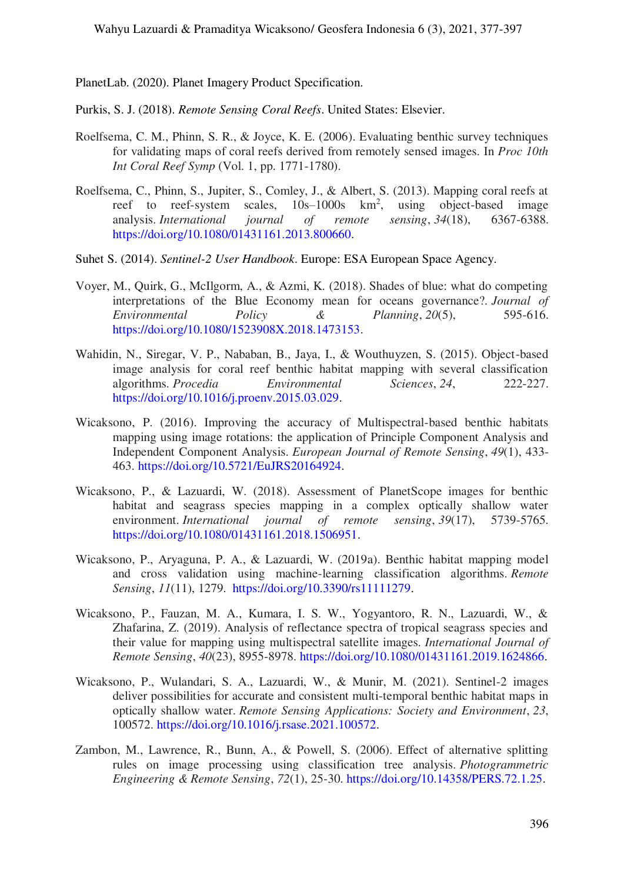PlanetLab. (2020). Planet Imagery Product Specification.

Purkis, S. J. (2018). *Remote Sensing Coral Reefs*. United States: Elsevier.

Roelfsema, C. M., Phinn, S. R., & Joyce, K. E. (2006). Evaluating benthic survey techniques for validating maps of coral reefs derived from remotely sensed images. In *Proc 10th Int Coral Reef Symp* (Vol. 1, pp. 1771-1780).

Roelfsema, C., Phinn, S., Jupiter, S., Comley, J., & Albert, S. (2013). Mapping coral reefs at reef to reef-system scales, 10s–1000s $km^2$, using object-based image analysis. *International journal of remote sensing*, *34*(18), 6367-6388. https://doi.org/10.1080/01431161.2013.800660.

Suhet S. (2014). *Sentinel-2 User Handbook*. Europe: ESA European Space Agency.

Voyer, M., Quirk, G., McIlgorm, A., & Azmi, K. (2018). Shades of blue: what do competing interpretations of the Blue Economy mean for oceans governance?. *Journal of Environmental Policy & Planning*, *20*(5), 595-616. https://doi.org/10.1080/1523908X.2018.1473153.

Wahidin, N., Siregar, V. P., Nababan, B., Jaya, I., & Wouthuyzen, S. (2015). Object-based image analysis for coral reef benthic habitat mapping with several classification algorithms. *Procedia Environmental Sciences*, *24*, 222-227. https://doi.org/10.1016/j.proenv.2015.03.029.

Wicaksono, P. (2016). Improving the accuracy of Multispectral-based benthic habitats mapping using image rotations: the application of Principle Component Analysis and Independent Component Analysis. *European Journal of Remote Sensing*, *49*(1), 433-463. https://doi.org/10.5721/EuJRS20164924.

Wicaksono, P., & Lazuardi, W. (2018). Assessment of PlanetScope images for benthic habitat and seagrass species mapping in a complex optically shallow water environment. *International journal of remote sensing*, *39*(17), 5739-5765. https://doi.org/10.1080/01431161.2018.1506951.

Wicaksono, P., Aryaguna, P. A., & Lazuardi, W. (2019a). Benthic habitat mapping model and cross validation using machine-learning classification algorithms. *Remote Sensing*, *11*(11), 1279. https://doi.org/10.3390/rs11111279.

Wicaksono, P., Fauzan, M. A., Kumara, I. S. W., Yogyantoro, R. N., Lazuardi, W., & Zhafarina, Z. (2019). Analysis of reflectance spectra of tropical seagrass species and their value for mapping using multispectral satellite images. *International Journal of Remote Sensing*, *40*(23), 8955-8978. https://doi.org/10.1080/01431161.2019.1624866.

Wicaksono, P., Wulandari, S. A., Lazuardi, W., & Munir, M. (2021). Sentinel-2 images deliver possibilities for accurate and consistent multi-temporal benthic habitat maps in optically shallow water. *Remote Sensing Applications: Society and Environment*, *23*, 100572. https://doi.org/10.1016/j.rsase.2021.100572.

Zambon, M., Lawrence, R., Bunn, A., & Powell, S. (2006). Effect of alternative splitting rules on image processing using classification tree analysis. *Photogrammetric Engineering & Remote Sensing*, *72*(1), 25-30. https://doi.org/10.14358/PERS.72.1.25.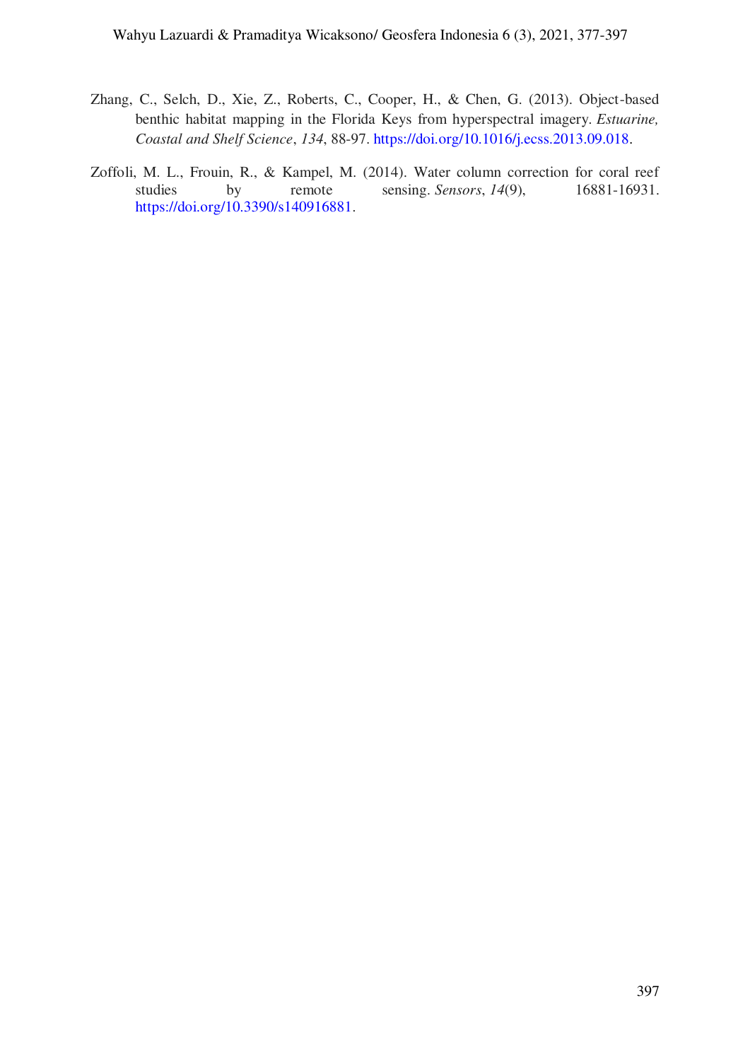Zhang, C., Selch, D., Xie, Z., Roberts, C., Cooper, H., & Chen, G. (2013). Object-based benthic habitat mapping in the Florida Keys from hyperspectral imagery. *Estuarine, Coastal and Shelf Science*, *134*, 88-97. https://doi.org/10.1016/j.ecss.2013.09.018.

Zoffoli, M. L., Frouin, R., & Kampel, M. (2014). Water column correction for coral reef studies by remote sensing. *Sensors*, *14*(9), 16881-16931. https://doi.org/10.3390/s140916881.